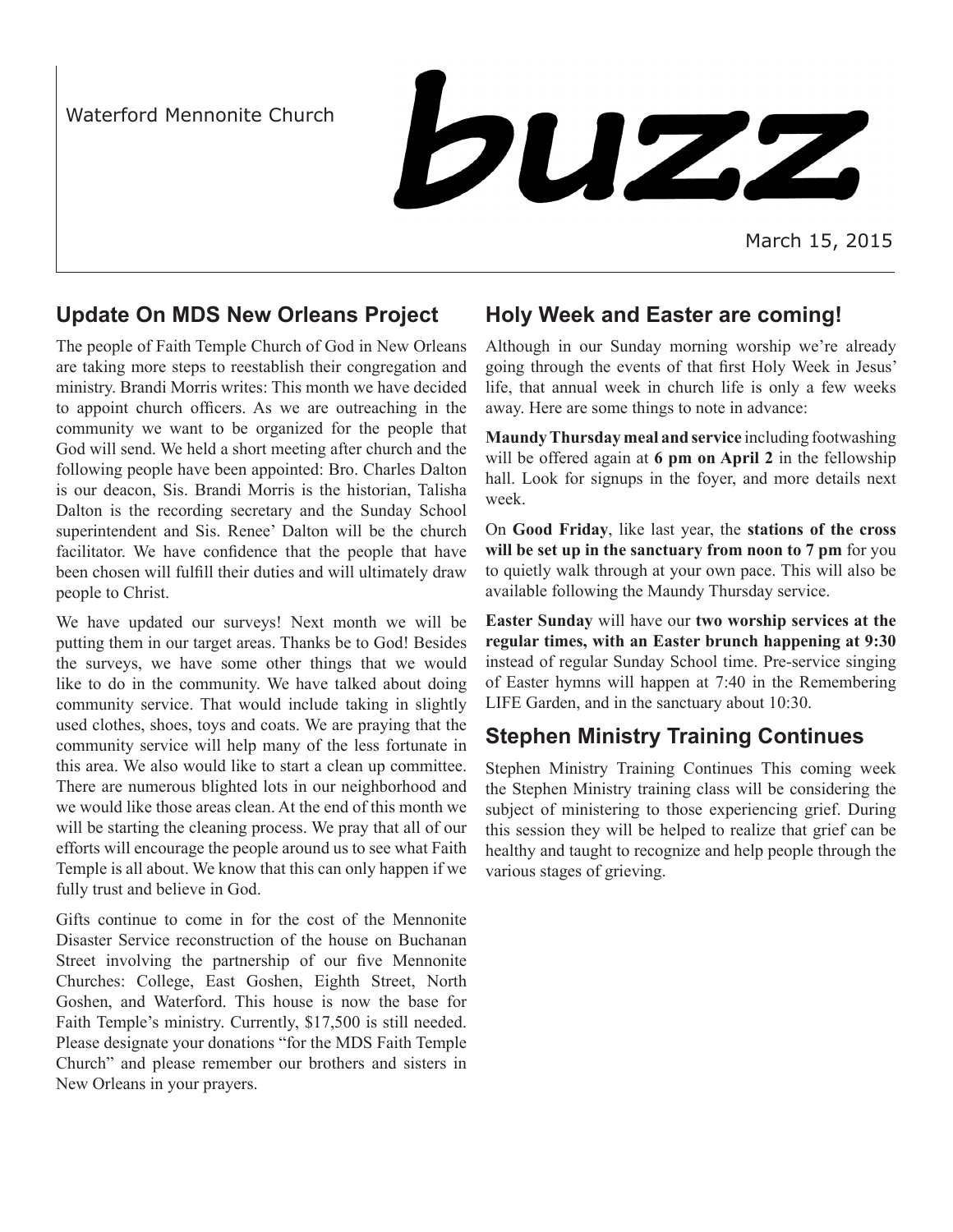Waterford Mennonite Church

# buzz

March 15, 2015

## Update On MDS New Orleans Project

The people of Faith Temple Church of God in New Orleans are taking more steps to reestablish their congregation and ministry. Brandi Morris writes: This month we have decided to appoint church officers. As we are outreaching in the community we want to be organized for the people that God will send. We held a short meeting after church and the following people have been appointed: Bro. Charles Dalton is our deacon, Sis. Brandi Morris is the historian, Talisha Dalton is the recording secretary and the Sunday School superintendent and Sis. Renee' Dalton will be the church facilitator. We have confidence that the people that have been chosen will fulfill their duties and will ultimately draw people to Christ.

We have updated our surveys! Next month we will be putting them in our target areas. Thanks be to God! Besides the surveys, we have some other things that we would like to do in the community. We have talked about doing community service. That would include taking in slightly used clothes, shoes, toys and coats. We are praying that the community service will help many of the less fortunate in this area. We also would like to start a clean up committee. There are numerous blighted lots in our neighborhood and we would like those areas clean. At the end of this month we will be starting the cleaning process. We pray that all of our efforts will encourage the people around us to see what Faith Temple is all about. We know that this can only happen if we fully trust and believe in God.

Gifts continue to come in for the cost of the Mennonite Disaster Service reconstruction of the house on Buchanan Street involving the partnership of our five Mennonite Churches: College, East Goshen, Eighth Street, North Goshen, and Waterford. This house is now the base for Faith Temple's ministry. Currently, $17,500 is still needed. Please designate your donations "for the MDS Faith Temple Church" and please remember our brothers and sisters in New Orleans in your prayers.

## Holy Week and Easter are coming!

Although in our Sunday morning worship we're already going through the events of that first Holy Week in Jesus' life, that annual week in church life is only a few weeks away. Here are some things to note in advance:

**Maundy Thursday meal and service** including footwashing will be offered again at **6 pm on April 2** in the fellowship hall. Look for signups in the foyer, and more details next week.

On **Good Friday**, like last year, the **stations of the cross will be set up in the sanctuary from noon to 7 pm** for you to quietly walk through at your own pace. This will also be available following the Maundy Thursday service.

**Easter Sunday** will have our **two worship services at the regular times, with an Easter brunch happening at 9:30** instead of regular Sunday School time. Pre-service singing of Easter hymns will happen at 7:40 in the Remembering LIFE Garden, and in the sanctuary about 10:30.

## Stephen Ministry Training Continues

Stephen Ministry Training Continues This coming week the Stephen Ministry training class will be considering the subject of ministering to those experiencing grief. During this session they will be helped to realize that grief can be healthy and taught to recognize and help people through the various stages of grieving.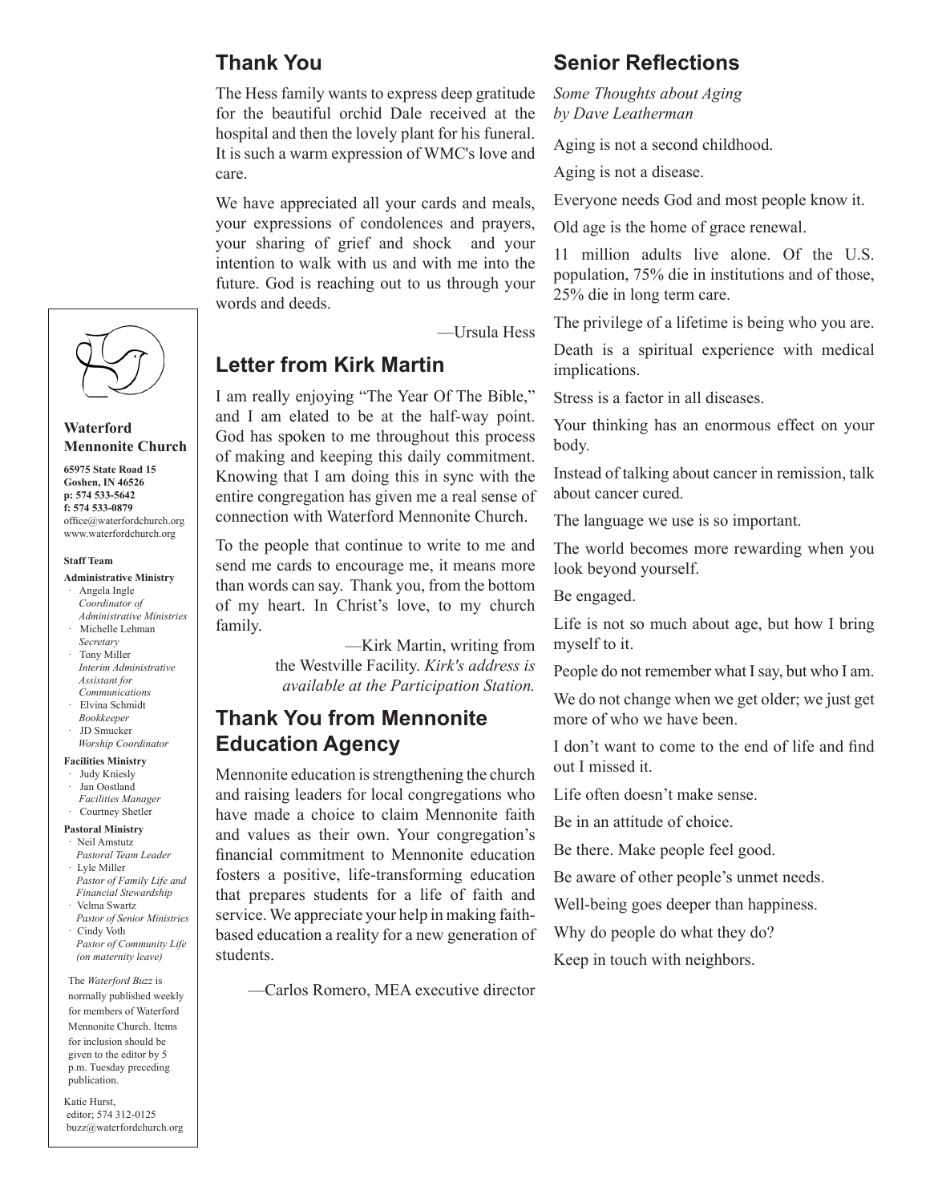## Thank You

The Hess family wants to express deep gratitude for the beautiful orchid Dale received at the hospital and then the lovely plant for his funeral. It is such a warm expression of WMC's love and care.

We have appreciated all your cards and meals, your expressions of condolences and prayers, your sharing of grief and shock and your intention to walk with us and with me into the future. God is reaching out to us through your words and deeds.

—Ursula Hess

## Letter from Kirk Martin

I am really enjoying "The Year Of The Bible," and I am elated to be at the half-way point. God has spoken to me throughout this process of making and keeping this daily commitment. Knowing that I am doing this in sync with the entire congregation has given me a real sense of connection with Waterford Mennonite Church.

To the people that continue to write to me and send me cards to encourage me, it means more than words can say. Thank you, from the bottom of my heart. In Christ's love, to my church family.

—Kirk Martin, writing from the Westville Facility. *Kirk's address is available at the Participation Station.*

## Thank You from Mennonite Education Agency

Mennonite education is strengthening the church and raising leaders for local congregations who have made a choice to claim Mennonite faith and values as their own. Your congregation's financial commitment to Mennonite education fosters a positive, life-transforming education that prepares students for a life of faith and service. We appreciate your help in making faith-based education a reality for a new generation of students.

—Carlos Romero, MEA executive director

## Senior Reflections

*Some Thoughts about Aging*
*by Dave Leatherman*

Aging is not a second childhood.

Aging is not a disease.

Everyone needs God and most people know it.

Old age is the home of grace renewal.

11 million adults live alone. Of the U.S. population, 75% die in institutions and of those, 25% die in long term care.

The privilege of a lifetime is being who you are.

Death is a spiritual experience with medical implications.

Stress is a factor in all diseases.

Your thinking has an enormous effect on your body.

Instead of talking about cancer in remission, talk about cancer cured.

The language we use is so important.

The world becomes more rewarding when you look beyond yourself.

Be engaged.

Life is not so much about age, but how I bring myself to it.

People do not remember what I say, but who I am.

We do not change when we get older; we just get more of who we have been.

I don't want to come to the end of life and find out I missed it.

Life often doesn't make sense.

Be in an attitude of choice.

Be there. Make people feel good.

Be aware of other people's unmet needs.

Well-being goes deeper than happiness.

Why do people do what they do?

Keep in touch with neighbors.

---

**Waterford Mennonite Church**

**65975 State Road 15**
**Goshen, IN 46526**
**p: 574 533-5642**
**f: 574 533-0879**
office@waterfordchurch.org
www.waterfordchurch.org

**Staff Team**

**Administrative Ministry**
- Angela Ingle
  *Coordinator of Administrative Ministries*
- Michelle Lehman
  *Secretary*
- Tony Miller
  *Interim Administrative Assistant for Communications*
- Elvina Schmidt
  *Bookkeeper*
- JD Smucker
  *Worship Coordinator*

**Facilities Ministry**
- Judy Kniesly
- Jan Oostland
  *Facilities Manager*
- Courtney Shetler

**Pastoral Ministry**
- Neil Amstutz
  *Pastoral Team Leader*
- Lyle Miller
  *Pastor of Family Life and Financial Stewardship*
- Velma Swartz
  *Pastor of Senior Ministries*
- Cindy Voth
  *Pastor of Community Life (on maternity leave)*

The *Waterford Buzz* is normally published weekly for members of Waterford Mennonite Church. Items for inclusion should be given to the editor by 5 p.m. Tuesday preceding publication.

Katie Hurst, editor; 574 312-0125
buzz@waterfordchurch.org